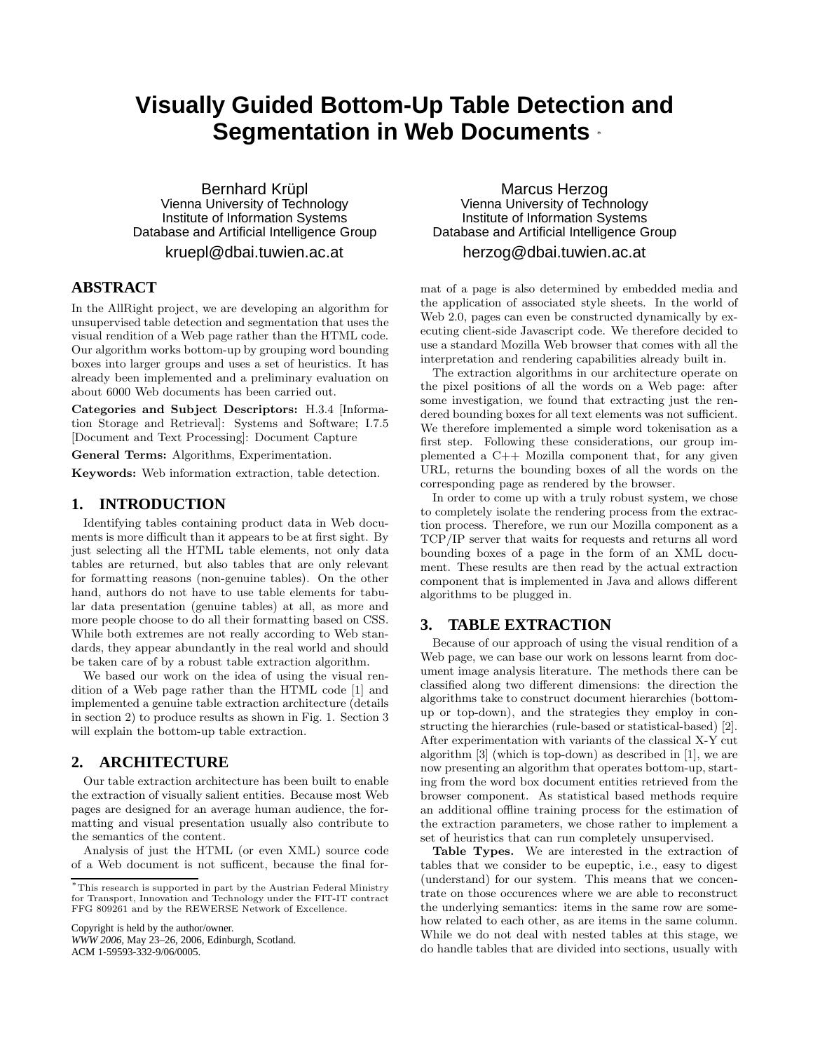# Visually Guided Bottom-Up Table Detection and Segmentation in Web Documents *

Bernhard Krüpl
Vienna University of Technology
Institute of Information Systems
Database and Artificial Intelligence Group
kruepl@dbai.tuwien.ac.at

Marcus Herzog
Vienna University of Technology
Institute of Information Systems
Database and Artificial Intelligence Group
herzog@dbai.tuwien.ac.at

## ABSTRACT

In the AllRight project, we are developing an algorithm for unsupervised table detection and segmentation that uses the visual rendition of a Web page rather than the HTML code. Our algorithm works bottom-up by grouping word bounding boxes into larger groups and uses a set of heuristics. It has already been implemented and a preliminary evaluation on about 6000 Web documents has been carried out.

**Categories and Subject Descriptors:** H.3.4 [Information Storage and Retrieval]: Systems and Software; I.7.5 [Document and Text Processing]: Document Capture

**General Terms:** Algorithms, Experimentation.

**Keywords:** Web information extraction, table detection.

## 1. INTRODUCTION

Identifying tables containing product data in Web documents is more difficult than it appears to be at first sight. By just selecting all the HTML table elements, not only data tables are returned, but also tables that are only relevant for formatting reasons (non-genuine tables). On the other hand, authors do not have to use table elements for tabular data presentation (genuine tables) at all, as more and more people choose to do all their formatting based on CSS. While both extremes are not really according to Web standards, they appear abundantly in the real world and should be taken care of by a robust table extraction algorithm.

We based our work on the idea of using the visual rendition of a Web page rather than the HTML code [1] and implemented a genuine table extraction architecture (details in section 2) to produce results as shown in Fig. 1. Section 3 will explain the bottom-up table extraction.

## 2. ARCHITECTURE

Our table extraction architecture has been built to enable the extraction of visually salient entities. Because most Web pages are designed for an average human audience, the formatting and visual presentation usually also contribute to the semantics of the content.

Analysis of just the HTML (or even XML) source code of a Web document is not sufficent, because the final format of a page is also determined by embedded media and the application of associated style sheets. In the world of Web 2.0, pages can even be constructed dynamically by executing client-side Javascript code. We therefore decided to use a standard Mozilla Web browser that comes with all the interpretation and rendering capabilities already built in.

The extraction algorithms in our architecture operate on the pixel positions of all the words on a Web page: after some investigation, we found that extracting just the rendered bounding boxes for all text elements was not sufficient. We therefore implemented a simple word tokenisation as a first step. Following these considerations, our group implemented a C++ Mozilla component that, for any given URL, returns the bounding boxes of all the words on the corresponding page as rendered by the browser.

In order to come up with a truly robust system, we chose to completely isolate the rendering process from the extraction process. Therefore, we run our Mozilla component as a TCP/IP server that waits for requests and returns all word bounding boxes of a page in the form of an XML document. These results are then read by the actual extraction component that is implemented in Java and allows different algorithms to be plugged in.

## 3. TABLE EXTRACTION

Because of our approach of using the visual rendition of a Web page, we can base our work on lessons learnt from document image analysis literature. The methods there can be classified along two different dimensions: the direction the algorithms take to construct document hierarchies (bottom-up or top-down), and the strategies they employ in constructing the hierarchies (rule-based or statistical-based) [2]. After experimentation with variants of the classical X-Y cut algorithm [3] (which is top-down) as described in [1], we are now presenting an algorithm that operates bottom-up, starting from the word box document entities retrieved from the browser component. As statistical based methods require an additional offline training process for the estimation of the extraction parameters, we chose rather to implement a set of heuristics that can run completely unsupervised.

**Table Types.** We are interested in the extraction of tables that we consider to be eupeptic, i.e., easy to digest (understand) for our system. This means that we concentrate on those occurences where we are able to reconstruct the underlying semantics: items in the same row are somehow related to each other, as are items in the same column. While we do not deal with nested tables at this stage, we do handle tables that are divided into sections, usually with

---

*This research is supported in part by the Austrian Federal Ministry for Transport, Innovation and Technology under the FIT-IT contract FFG 809261 and by the REWERSE Network of Excellence.

Copyright is held by the author/owner.
*WWW 2006*, May 23–26, 2006, Edinburgh, Scotland.
ACM 1-59593-332-9/06/0005.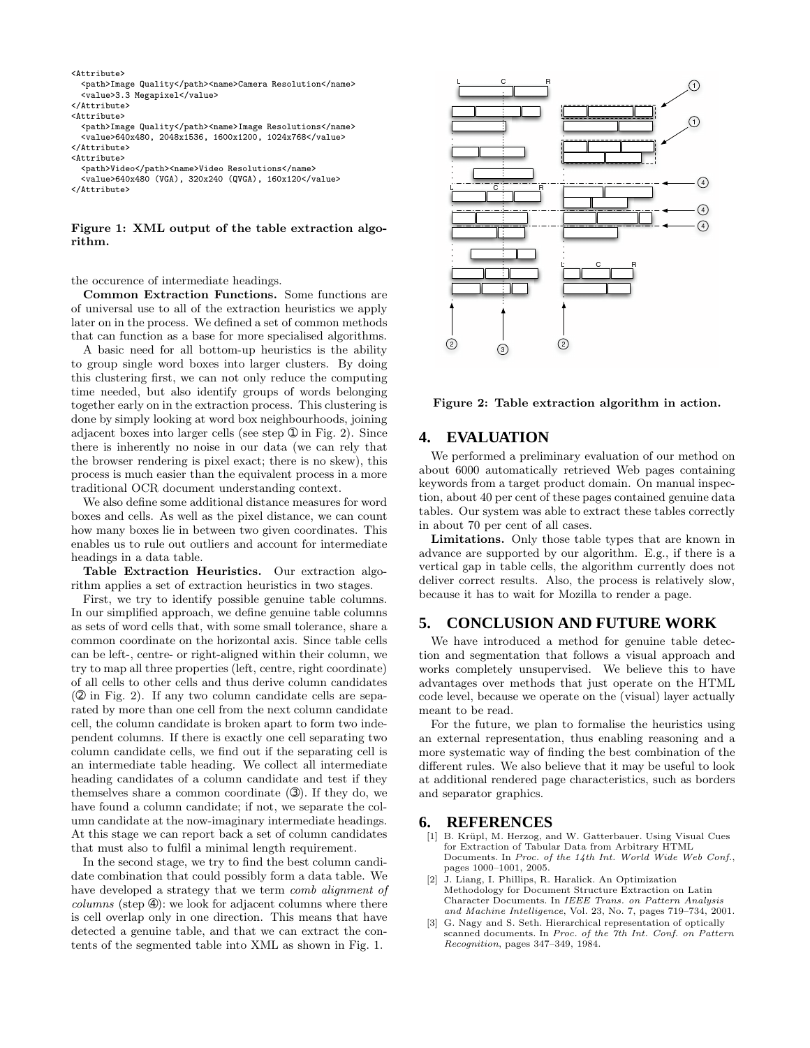```
<Attribute>
  <path>Image Quality</path><name>Camera Resolution</name>
  <value>3.3 Megapixel</value>
</Attribute>
<Attribute>
  <path>Image Quality</path><name>Image Resolutions</name>
  <value>640x480, 2048x1536, 1600x1200, 1024x768</value>
</Attribute>
<Attribute>
  <path>Video</path><name>Video Resolutions</name>
  <value>640x480 (VGA), 320x240 (QVGA), 160x120</value>
</Attribute>
```

**Figure 1: XML output of the table extraction algorithm.**

the occurence of intermediate headings.

**Common Extraction Functions.** Some functions are of universal use to all of the extraction heuristics we apply later on in the process. We defined a set of common methods that can function as a base for more specialised algorithms.

A basic need for all bottom-up heuristics is the ability to group single word boxes into larger clusters. By doing this clustering first, we can not only reduce the computing time needed, but also identify groups of words belonging together early on in the extraction process. This clustering is done by simply looking at word box neighbourhoods, joining adjacent boxes into larger cells (see step ① in Fig. 2). Since there is inherently no noise in our data (we can rely that the browser rendering is pixel exact; there is no skew), this process is much easier than the equivalent process in a more traditional OCR document understanding context.

We also define some additional distance measures for word boxes and cells. As well as the pixel distance, we can count how many boxes lie in between two given coordinates. This enables us to rule out outliers and account for intermediate headings in a data table.

**Table Extraction Heuristics.** Our extraction algorithm applies a set of extraction heuristics in two stages.

First, we try to identify possible genuine table columns. In our simplified approach, we define genuine table columns as sets of word cells that, with some small tolerance, share a common coordinate on the horizontal axis. Since table cells can be left-, centre- or right-aligned within their column, we try to map all three properties (left, centre, right coordinate) of all cells to other cells and thus derive column candidates (② in Fig. 2). If any two column candidate cells are separated by more than one cell from the next column candidate cell, the column candidate is broken apart to form two independent columns. If there is exactly one cell separating two column candidate cells, we find out if the separating cell is an intermediate table heading. We collect all intermediate heading candidates of a column candidate and test if they themselves share a common coordinate (③). If they do, we have found a column candidate; if not, we separate the column candidate at the now-imaginary intermediate headings. At this stage we can report back a set of column candidates that must also to fulfil a minimal length requirement.

In the second stage, we try to find the best column candidate combination that could possibly form a data table. We have developed a strategy that we term *comb alignment of columns* (step ④): we look for adjacent columns where there is cell overlap only in one direction. This means that have detected a genuine table, and that we can extract the contents of the segmented table into XML as shown in Fig. 1.

L C R

L C R

L C R

① ① ④ ④ ④ ② ③ ②

**Figure 2: Table extraction algorithm in action.**

## 4. EVALUATION

We performed a preliminary evaluation of our method on about 6000 automatically retrieved Web pages containing keywords from a target product domain. On manual inspection, about 40 per cent of these pages contained genuine data tables. Our system was able to extract these tables correctly in about 70 per cent of all cases.

**Limitations.** Only those table types that are known in advance are supported by our algorithm. E.g., if there is a vertical gap in table cells, the algorithm currently does not deliver correct results. Also, the process is relatively slow, because it has to wait for Mozilla to render a page.

## 5. CONCLUSION AND FUTURE WORK

We have introduced a method for genuine table detection and segmentation that follows a visual approach and works completely unsupervised. We believe this to have advantages over methods that just operate on the HTML code level, because we operate on the (visual) layer actually meant to be read.

For the future, we plan to formalise the heuristics using an external representation, thus enabling reasoning and a more systematic way of finding the best combination of the different rules. We also believe that it may be useful to look at additional rendered page characteristics, such as borders and separator graphics.

## 6. REFERENCES

[1] B. Krüpl, M. Herzog, and W. Gatterbauer. Using Visual Cues for Extraction of Tabular Data from Arbitrary HTML Documents. In *Proc. of the 14th Int. World Wide Web Conf.*, pages 1000–1001, 2005.

[2] J. Liang, I. Phillips, R. Haralick. An Optimization Methodology for Document Structure Extraction on Latin Character Documents. In *IEEE Trans. on Pattern Analysis and Machine Intelligence*, Vol. 23, No. 7, pages 719–734, 2001.

[3] G. Nagy and S. Seth. Hierarchical representation of optically scanned documents. In *Proc. of the 7th Int. Conf. on Pattern Recognition*, pages 347–349, 1984.